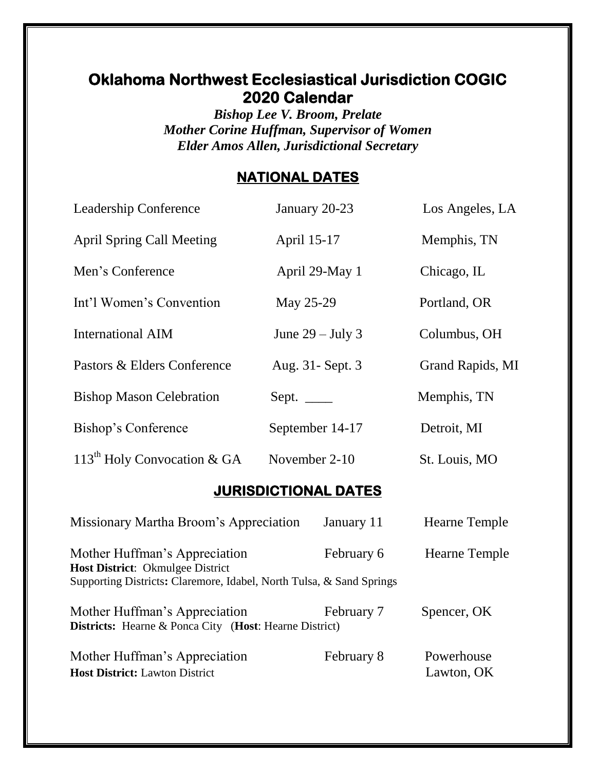# Oklahoma Northwest Ecclesiastical Jurisdiction COGIC
# 2020 Calendar

*Bishop Lee V. Broom, Prelate*
*Mother Corine Huffman, Supervisor of Women*
*Elder Amos Allen, Jurisdictional Secretary*

## NATIONAL DATES

| | | |
|---|---|---|
| Leadership Conference | January 20-23 | Los Angeles, LA |
| April Spring Call Meeting | April 15-17 | Memphis, TN |
| Men's Conference | April 29-May 1 | Chicago, IL |
| Int'l Women's Convention | May 25-29 | Portland, OR |
| International AIM | June 29 – July 3 | Columbus, OH |
| Pastors & Elders Conference | Aug. 31- Sept. 3 | Grand Rapids, MI |
| Bishop Mason Celebration | Sept. ____ | Memphis, TN |
| Bishop's Conference | September 14-17 | Detroit, MI |
| 113th Holy Convocation & GA | November 2-10 | St. Louis, MO |

## JURISDICTIONAL DATES

| | | |
|---|---|---|
| Missionary Martha Broom's Appreciation | January 11 | Hearne Temple |
| Mother Huffman's Appreciation<br>**Host District**: Okmulgee District<br>Supporting Districts**:** Claremore, Idabel, North Tulsa, & Sand Springs | February 6 | Hearne Temple |
| Mother Huffman's Appreciation<br>**Districts:** Hearne & Ponca City (**Host**: Hearne District) | February 7 | Spencer, OK |
| Mother Huffman's Appreciation<br>**Host District:** Lawton District | February 8 | Powerhouse<br>Lawton, OK |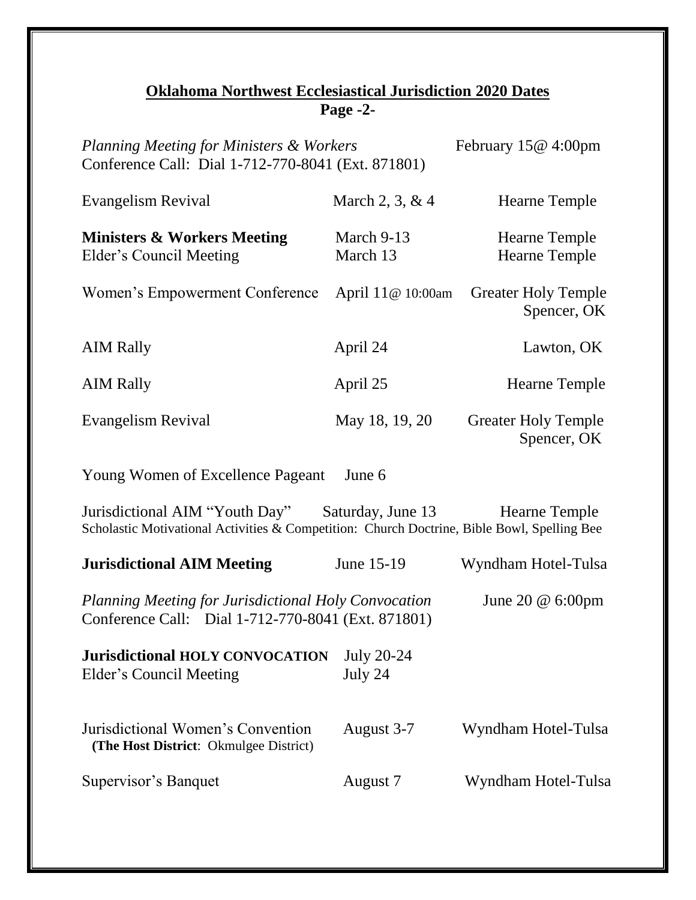## **Oklahoma Northwest Ecclesiastical Jurisdiction 2020 Dates**

**Page -2-**

*Planning Meeting for Ministers & Workers* — February 15@ 4:00pm
Conference Call: Dial 1-712-770-8041 (Ext. 871801)

| Event | Date | Location |
|---|---|---|
| Evangelism Revival | March 2, 3, & 4 | Hearne Temple |
| **Ministers & Workers Meeting** | March 9-13 | Hearne Temple |
| Elder's Council Meeting | March 13 | Hearne Temple |
| Women's Empowerment Conference | April 11@ 10:00am | Greater Holy Temple Spencer, OK |
| AIM Rally | April 24 | Lawton, OK |
| AIM Rally | April 25 | Hearne Temple |
| Evangelism Revival | May 18, 19, 20 | Greater Holy Temple Spencer, OK |
| Young Women of Excellence Pageant | June 6 | |
| Jurisdictional AIM "Youth Day" | Saturday, June 13 | Hearne Temple |

Scholastic Motivational Activities & Competition: Church Doctrine, Bible Bowl, Spelling Bee

| Event | Date | Location |
|---|---|---|
| **Jurisdictional AIM Meeting** | June 15-19 | Wyndham Hotel-Tulsa |

*Planning Meeting for Jurisdictional Holy Convocation* — June 20 @ 6:00pm
Conference Call: Dial 1-712-770-8041 (Ext. 871801)

| Event | Date | Location |
|---|---|---|
| **Jurisdictional HOLY CONVOCATION** | July 20-24 | |
| Elder's Council Meeting | July 24 | |
| Jurisdictional Women's Convention **(The Host District**: Okmulgee District) | August 3-7 | Wyndham Hotel-Tulsa |
| Supervisor's Banquet | August 7 | Wyndham Hotel-Tulsa |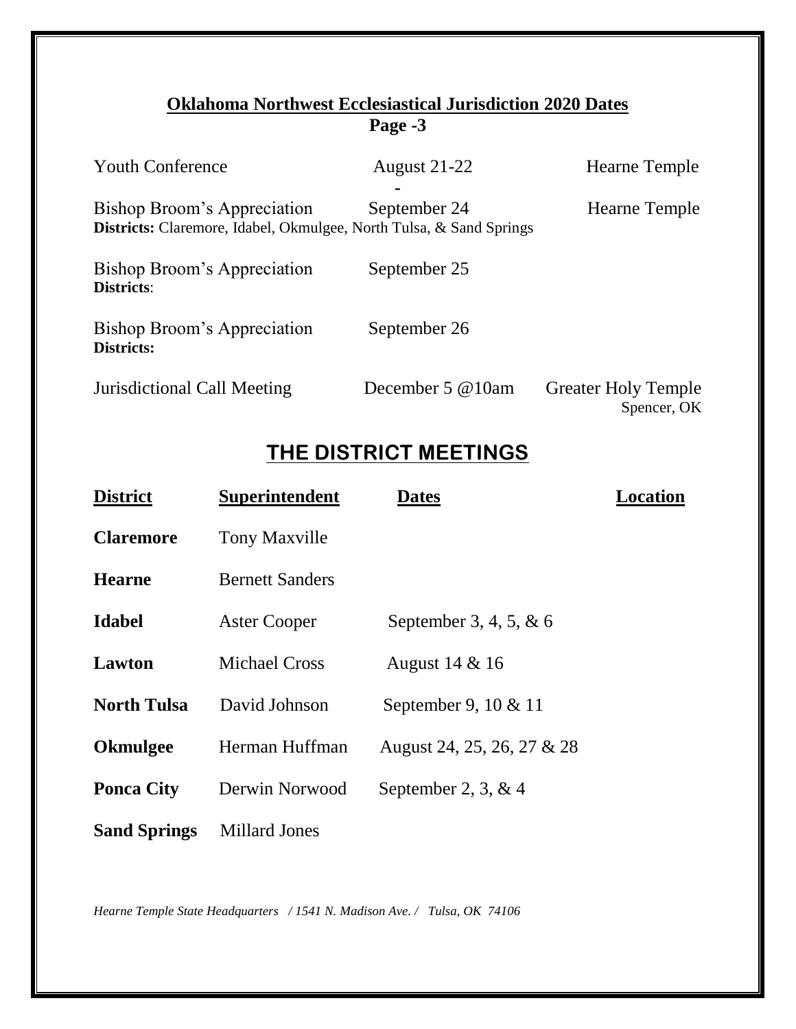## Oklahoma Northwest Ecclesiastical Jurisdiction 2020 Dates

**Page -3**

| | | |
|---|---|---|
| Youth Conference | August 21-22 | Hearne Temple |
| Bishop Broom's Appreciation | September 24 | Hearne Temple |
| **Districts:** Claremore, Idabel, Okmulgee, North Tulsa, & Sand Springs | | |
| Bishop Broom's Appreciation | September 25 | |
| **Districts**: | | |
| Bishop Broom's Appreciation | September 26 | |
| **Districts:** | | |
| Jurisdictional Call Meeting | December 5 @10am | Greater Holy Temple<br>Spencer, OK |

## THE DISTRICT MEETINGS

| District | Superintendent | Dates | Location |
|---|---|---|---|
| **Claremore** | Tony Maxville | | |
| **Hearne** | Bernett Sanders | | |
| **Idabel** | Aster Cooper | September 3, 4, 5, & 6 | |
| **Lawton** | Michael Cross | August 14 & 16 | |
| **North Tulsa** | David Johnson | September 9, 10 & 11 | |
| **Okmulgee** | Herman Huffman | August 24, 25, 26, 27 & 28 | |
| **Ponca City** | Derwin Norwood | September 2, 3, & 4 | |
| **Sand Springs** | Millard Jones | | |

*Hearne Temple State Headquarters / 1541 N. Madison Ave. / Tulsa, OK 74106*